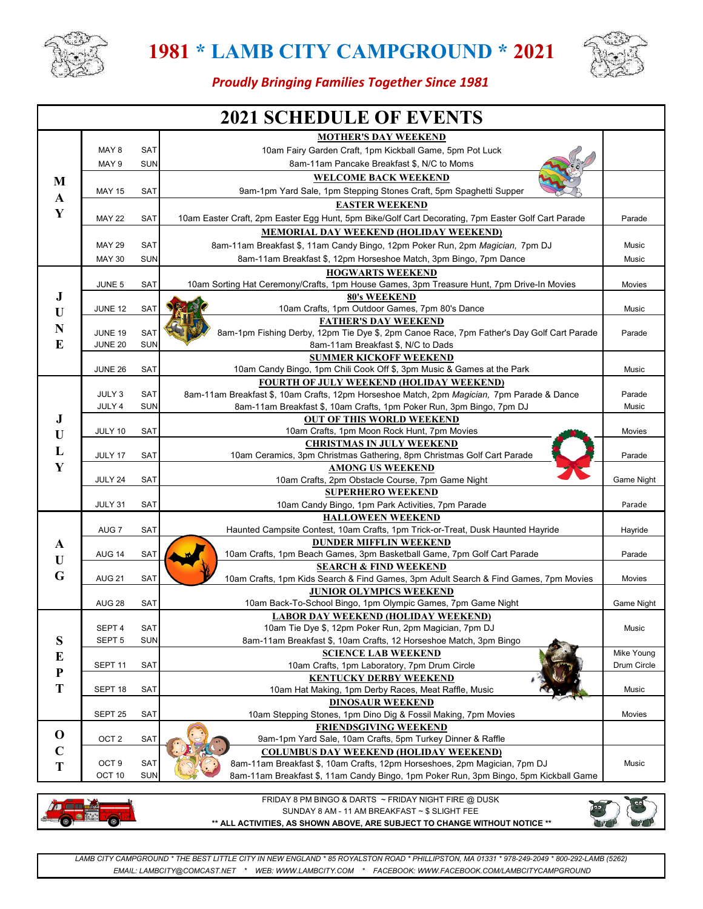# 1981 * LAMB CITY CAMPGROUND * 2021

*Proudly Bringing Families Together Since 1981*

## 2021 SCHEDULE OF EVENTS

| Month | Date | Day | Event | |
|---|---|---|---|---|
| MAY | | | **MOTHER'S DAY WEEKEND** | |
| | MAY 8 | SAT | 10am Fairy Garden Craft, 1pm Kickball Game, 5pm Pot Luck | |
| | MAY 9 | SUN | 8am-11am Pancake Breakfast $, N/C to Moms | |
| | | | **WELCOME BACK WEEKEND** | |
| | MAY 15 | SAT | 9am-1pm Yard Sale, 1pm Stepping Stones Craft, 5pm Spaghetti Supper | |
| | | | **EASTER WEEKEND** | |
| | MAY 22 | SAT | 10am Easter Craft, 2pm Easter Egg Hunt, 5pm Bike/Golf Cart Decorating, 7pm Easter Golf Cart Parade | Parade |
| | | | **MEMORIAL DAY WEEKEND (HOLIDAY WEEKEND)** | |
| | MAY 29 | SAT | 8am-11am Breakfast $, 11am Candy Bingo, 12pm Poker Run, 2pm *Magician,* 7pm DJ | Music |
| | MAY 30 | SUN | 8am-11am Breakfast $, 12pm Horseshoe Match, 3pm Bingo, 7pm Dance | Music |
| JUNE | | | **HOGWARTS WEEKEND** | |
| | JUNE 5 | SAT | 10am Sorting Hat Ceremony/Crafts, 1pm House Games, 3pm Treasure Hunt, 7pm Drive-In Movies | Movies |
| | | | **80's WEEKEND** | |
| | JUNE 12 | SAT | 10am Crafts, 1pm Outdoor Games, 7pm 80's Dance | Music |
| | | | **FATHER'S DAY WEEKEND** | |
| | JUNE 19 | SAT | 8am-1pm Fishing Derby, 12pm Tie Dye $, 2pm Canoe Race, 7pm Father's Day Golf Cart Parade | Parade |
| | JUNE 20 | SUN | 8am-11am Breakfast $, N/C to Dads | |
| | | | **SUMMER KICKOFF WEEKEND** | |
| | JUNE 26 | SAT | 10am Candy Bingo, 1pm Chili Cook Off $, 3pm Music & Games at the Park | Music |
| JULY | | | **FOURTH OF JULY WEEKEND (HOLIDAY WEEKEND)** | |
| | JULY 3 | SAT | 8am-11am Breakfast $, 10am Crafts, 12pm Horseshoe Match, 2pm *Magician,* 7pm Parade & Dance | Parade |
| | JULY 4 | SUN | 8am-11am Breakfast $, 10am Crafts, 1pm Poker Run, 3pm Bingo, 7pm DJ | Music |
| | | | **OUT OF THIS WORLD WEEKEND** | |
| | JULY 10 | SAT | 10am Crafts, 1pm Moon Rock Hunt, 7pm Movies | Movies |
| | | | **CHRISTMAS IN JULY WEEKEND** | |
| | JULY 17 | SAT | 10am Ceramics, 3pm Christmas Gathering, 8pm Christmas Golf Cart Parade | Parade |
| | | | **AMONG US WEEKEND** | |
| | JULY 24 | SAT | 10am Crafts, 2pm Obstacle Course, 7pm Game Night | Game Night |
| | | | **SUPERHERO WEEKEND** | |
| | JULY 31 | SAT | 10am Candy Bingo, 1pm Park Activities, 7pm Parade | Parade |
| AUG | | | **HALLOWEEN WEEKEND** | |
| | AUG 7 | SAT | Haunted Campsite Contest, 10am Crafts, 1pm Trick-or-Treat, Dusk Haunted Hayride | Hayride |
| | | | **DUNDER MIFFLIN WEEKEND** | |
| | AUG 14 | SAT | 10am Crafts, 1pm Beach Games, 3pm Basketball Game, 7pm Golf Cart Parade | Parade |
| | | | **SEARCH & FIND WEEKEND** | |
| | AUG 21 | SAT | 10am Crafts, 1pm Kids Search & Find Games, 3pm Adult Search & Find Games, 7pm Movies | Movies |
| | | | **JUNIOR OLYMPICS WEEKEND** | |
| | AUG 28 | SAT | 10am Back-To-School Bingo, 1pm Olympic Games, 7pm Game Night | Game Night |
| SEPT | | | **LABOR DAY WEEKEND (HOLIDAY WEEKEND)** | |
| | SEPT 4 | SAT | 10am Tie Dye $, 12pm Poker Run, 2pm Magician, 7pm DJ | Music |
| | SEPT 5 | SUN | 8am-11am Breakfast $, 10am Crafts, 12 Horseshoe Match, 3pm Bingo | |
| | | | **SCIENCE LAB WEEKEND** | |
| | SEPT 11 | SAT | 10am Crafts, 1pm Laboratory, 7pm Drum Circle | Mike Young Drum Circle |
| | | | **KENTUCKY DERBY WEEKEND** | |
| | SEPT 18 | SAT | 10am Hat Making, 1pm Derby Races, Meat Raffle, Music | Music |
| | | | **DINOSAUR WEEKEND** | |
| | SEPT 25 | SAT | 10am Stepping Stones, 1pm Dino Dig & Fossil Making, 7pm Movies | Movies |
| OCT | | | **FRIENDSGIVING WEEKEND** | |
| | OCT 2 | SAT | 9am-1pm Yard Sale, 10am Crafts, 5pm Turkey Dinner & Raffle | |
| | | | **COLUMBUS DAY WEEKEND (HOLIDAY WEEKEND)** | |
| | OCT 9 | SAT | 8am-11am Breakfast $, 10am Crafts, 12pm Horseshoes, 2pm Magician, 7pm DJ | Music |
| | OCT 10 | SUN | 8am-11am Breakfast $, 11am Candy Bingo, 1pm Poker Run, 3pm Bingo, 5pm Kickball Game | |

FRIDAY 8 PM BINGO & DARTS ~ FRIDAY NIGHT FIRE @ DUSK
SUNDAY 8 AM - 11 AM BREAKFAST ~ $ SLIGHT FEE
**** ALL ACTIVITIES, AS SHOWN ABOVE, ARE SUBJECT TO CHANGE WITHOUT NOTICE ****

*LAMB CITY CAMPGROUND * THE BEST LITTLE CITY IN NEW ENGLAND * 85 ROYALSTON ROAD * PHILLIPSTON, MA 01331 * 978-249-2049 * 800-292-LAMB (5262)*
*EMAIL: LAMBCITY@COMCAST.NET * WEB: WWW.LAMBCITY.COM * FACEBOOK: WWW.FACEBOOK.COM/LAMBCITYCAMPGROUND*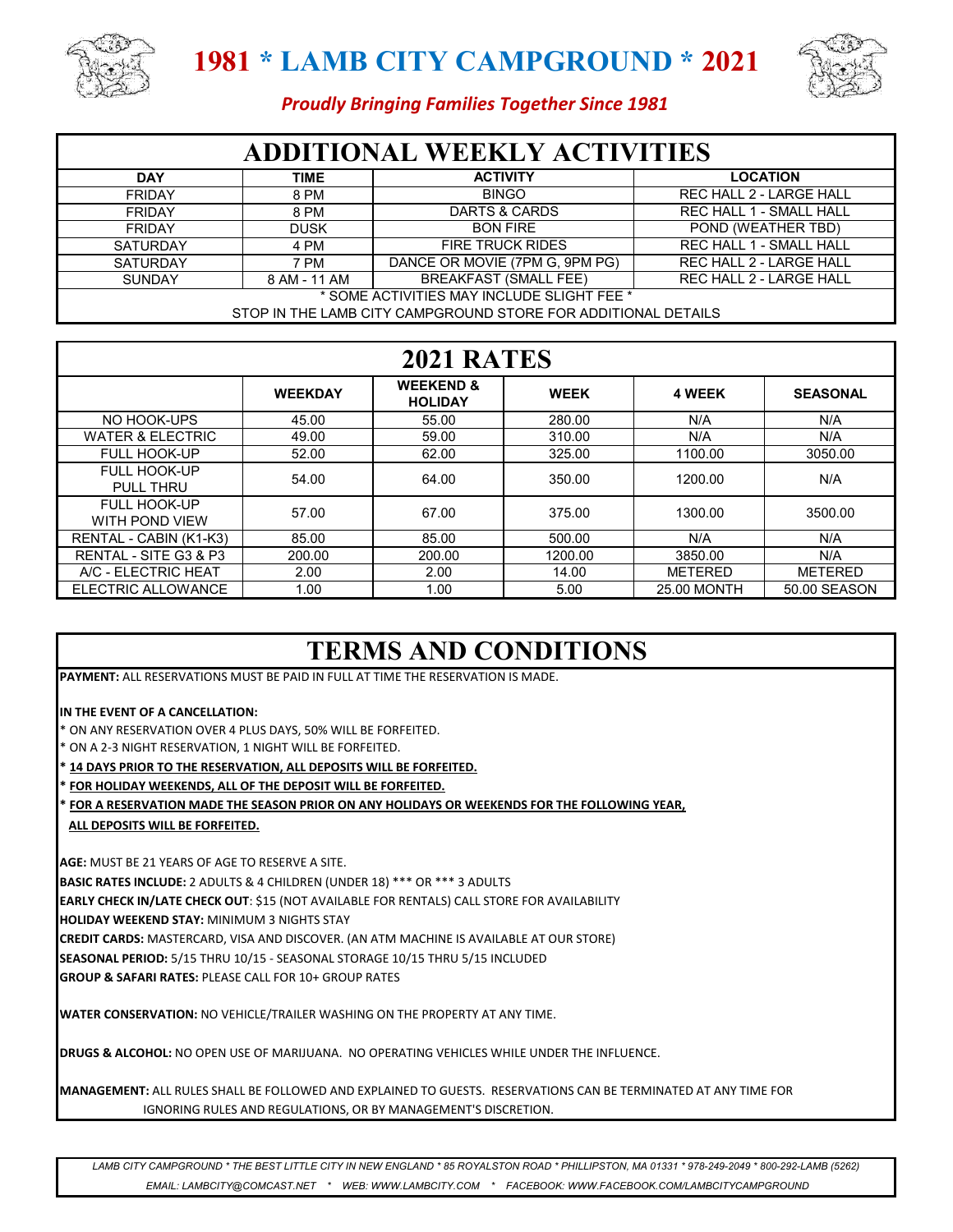# 1981 * LAMB CITY CAMPGROUND * 2021

*Proudly Bringing Families Together Since 1981*

## ADDITIONAL WEEKLY ACTIVITIES

| DAY | TIME | ACTIVITY | LOCATION |
|---|---|---|---|
| FRIDAY | 8 PM | BINGO | REC HALL 2 - LARGE HALL |
| FRIDAY | 8 PM | DARTS & CARDS | REC HALL 1 - SMALL HALL |
| FRIDAY | DUSK | BON FIRE | POND (WEATHER TBD) |
| SATURDAY | 4 PM | FIRE TRUCK RIDES | REC HALL 1 - SMALL HALL |
| SATURDAY | 7 PM | DANCE OR MOVIE (7PM G, 9PM PG) | REC HALL 2 - LARGE HALL |
| SUNDAY | 8 AM - 11 AM | BREAKFAST (SMALL FEE) | REC HALL 2 - LARGE HALL |

* SOME ACTIVITIES MAY INCLUDE SLIGHT FEE *

STOP IN THE LAMB CITY CAMPGROUND STORE FOR ADDITIONAL DETAILS

## 2021 RATES

| | WEEKDAY | WEEKEND & HOLIDAY | WEEK | 4 WEEK | SEASONAL |
|---|---|---|---|---|---|
| NO HOOK-UPS | 45.00 | 55.00 | 280.00 | N/A | N/A |
| WATER & ELECTRIC | 49.00 | 59.00 | 310.00 | N/A | N/A |
| FULL HOOK-UP | 52.00 | 62.00 | 325.00 | 1100.00 | 3050.00 |
| FULL HOOK-UP PULL THRU | 54.00 | 64.00 | 350.00 | 1200.00 | N/A |
| FULL HOOK-UP WITH POND VIEW | 57.00 | 67.00 | 375.00 | 1300.00 | 3500.00 |
| RENTAL - CABIN (K1-K3) | 85.00 | 85.00 | 500.00 | N/A | N/A |
| RENTAL - SITE G3 & P3 | 200.00 | 200.00 | 1200.00 | 3850.00 | N/A |
| A/C - ELECTRIC HEAT | 2.00 | 2.00 | 14.00 | METERED | METERED |
| ELECTRIC ALLOWANCE | 1.00 | 1.00 | 5.00 | 25.00 MONTH | 50.00 SEASON |

## TERMS AND CONDITIONS

**PAYMENT:** ALL RESERVATIONS MUST BE PAID IN FULL AT TIME THE RESERVATION IS MADE.

**IN THE EVENT OF A CANCELLATION:**

* ON ANY RESERVATION OVER 4 PLUS DAYS, 50% WILL BE FORFEITED.
* ON A 2-3 NIGHT RESERVATION, 1 NIGHT WILL BE FORFEITED.
* **14 DAYS PRIOR TO THE RESERVATION, ALL DEPOSITS WILL BE FORFEITED.**
* **FOR HOLIDAY WEEKENDS, ALL OF THE DEPOSIT WILL BE FORFEITED.**
* **FOR A RESERVATION MADE THE SEASON PRIOR ON ANY HOLIDAYS OR WEEKENDS FOR THE FOLLOWING YEAR, ALL DEPOSITS WILL BE FORFEITED.**

**AGE:** MUST BE 21 YEARS OF AGE TO RESERVE A SITE.

**BASIC RATES INCLUDE:** 2 ADULTS & 4 CHILDREN (UNDER 18) *** OR *** 3 ADULTS

**EARLY CHECK IN/LATE CHECK OUT**: $15 (NOT AVAILABLE FOR RENTALS) CALL STORE FOR AVAILABILITY

**HOLIDAY WEEKEND STAY:** MINIMUM 3 NIGHTS STAY

**CREDIT CARDS:** MASTERCARD, VISA AND DISCOVER. (AN ATM MACHINE IS AVAILABLE AT OUR STORE)

**SEASONAL PERIOD:** 5/15 THRU 10/15 - SEASONAL STORAGE 10/15 THRU 5/15 INCLUDED

**GROUP & SAFARI RATES:** PLEASE CALL FOR 10+ GROUP RATES

**WATER CONSERVATION:** NO VEHICLE/TRAILER WASHING ON THE PROPERTY AT ANY TIME.

**DRUGS & ALCOHOL:** NO OPEN USE OF MARIJUANA. NO OPERATING VEHICLES WHILE UNDER THE INFLUENCE.

**MANAGEMENT:** ALL RULES SHALL BE FOLLOWED AND EXPLAINED TO GUESTS. RESERVATIONS CAN BE TERMINATED AT ANY TIME FOR IGNORING RULES AND REGULATIONS, OR BY MANAGEMENT'S DISCRETION.

*LAMB CITY CAMPGROUND * THE BEST LITTLE CITY IN NEW ENGLAND * 85 ROYALSTON ROAD * PHILLIPSTON, MA 01331 * 978-249-2049 * 800-292-LAMB (5262)*

*EMAIL: LAMBCITY@COMCAST.NET * WEB: WWW.LAMBCITY.COM * FACEBOOK: WWW.FACEBOOK.COM/LAMBCITYCAMPGROUND*